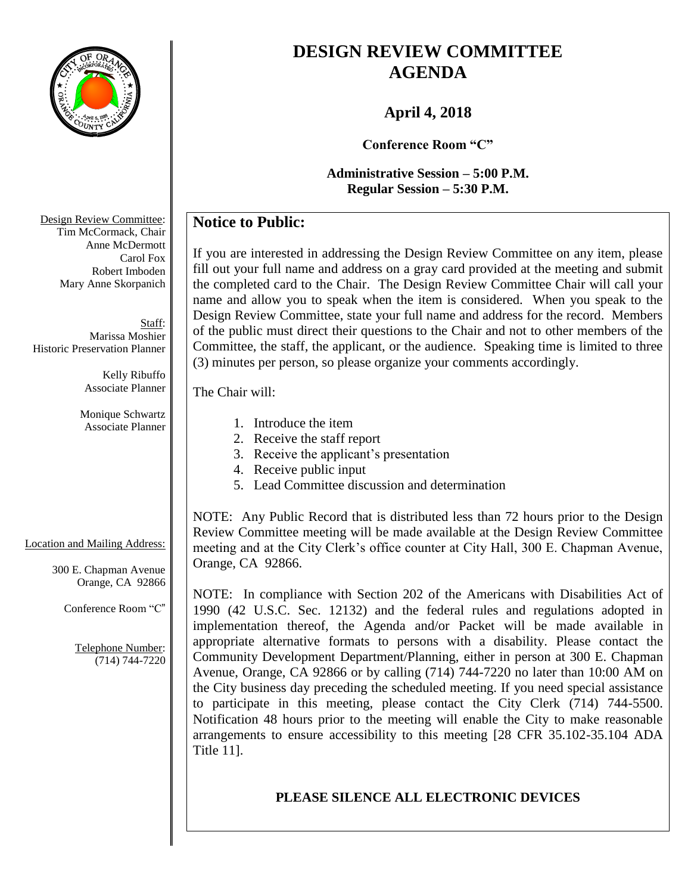# DESIGN REVIEW COMMITTEE AGENDA

## April 4, 2018

**Conference Room "C"**

**Administrative Session – 5:00 P.M.**
**Regular Session – 5:30 P.M.**

Design Review Committee:
Tim McCormack, Chair
Anne McDermott
Carol Fox
Robert Imboden
Mary Anne Skorpanich

Staff:
Marissa Moshier
Historic Preservation Planner

Kelly Ribuffo
Associate Planner

Monique Schwartz
Associate Planner

Location and Mailing Address:

300 E. Chapman Avenue
Orange, CA 92866

Conference Room "C"

Telephone Number:
(714) 744-7220

### Notice to Public:

If you are interested in addressing the Design Review Committee on any item, please fill out your full name and address on a gray card provided at the meeting and submit the completed card to the Chair. The Design Review Committee Chair will call your name and allow you to speak when the item is considered. When you speak to the Design Review Committee, state your full name and address for the record. Members of the public must direct their questions to the Chair and not to other members of the Committee, the staff, the applicant, or the audience. Speaking time is limited to three (3) minutes per person, so please organize your comments accordingly.

The Chair will:

1. Introduce the item
2. Receive the staff report
3. Receive the applicant's presentation
4. Receive public input
5. Lead Committee discussion and determination

NOTE: Any Public Record that is distributed less than 72 hours prior to the Design Review Committee meeting will be made available at the Design Review Committee meeting and at the City Clerk's office counter at City Hall, 300 E. Chapman Avenue, Orange, CA 92866.

NOTE: In compliance with Section 202 of the Americans with Disabilities Act of 1990 (42 U.S.C. Sec. 12132) and the federal rules and regulations adopted in implementation thereof, the Agenda and/or Packet will be made available in appropriate alternative formats to persons with a disability. Please contact the Community Development Department/Planning, either in person at 300 E. Chapman Avenue, Orange, CA 92866 or by calling (714) 744-7220 no later than 10:00 AM on the City business day preceding the scheduled meeting. If you need special assistance to participate in this meeting, please contact the City Clerk (714) 744-5500. Notification 48 hours prior to the meeting will enable the City to make reasonable arrangements to ensure accessibility to this meeting [28 CFR 35.102-35.104 ADA Title 11].

**PLEASE SILENCE ALL ELECTRONIC DEVICES**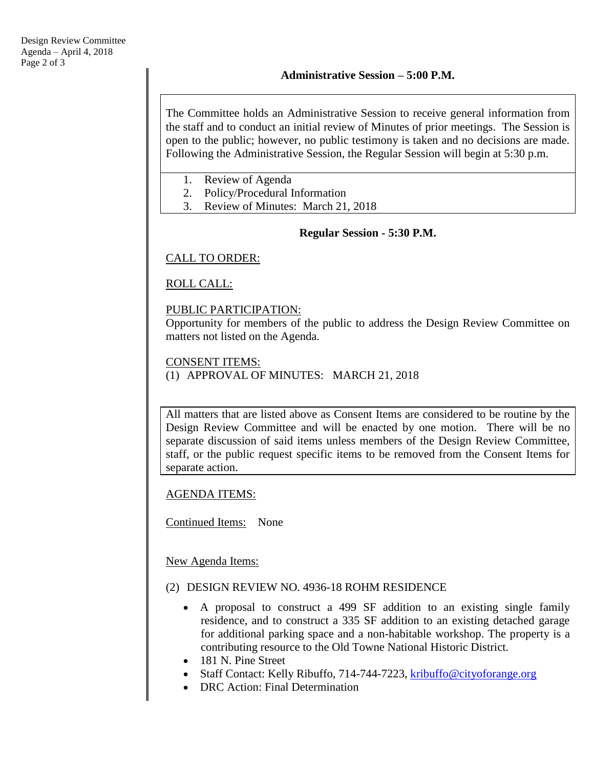## Administrative Session – 5:00 P.M.

The Committee holds an Administrative Session to receive general information from the staff and to conduct an initial review of Minutes of prior meetings. The Session is open to the public; however, no public testimony is taken and no decisions are made. Following the Administrative Session, the Regular Session will begin at 5:30 p.m.

1. Review of Agenda
2. Policy/Procedural Information
3. Review of Minutes: March 21, 2018

## Regular Session - 5:30 P.M.

CALL TO ORDER:

ROLL CALL:

PUBLIC PARTICIPATION:
Opportunity for members of the public to address the Design Review Committee on matters not listed on the Agenda.

CONSENT ITEMS:
(1) APPROVAL OF MINUTES: MARCH 21, 2018

All matters that are listed above as Consent Items are considered to be routine by the Design Review Committee and will be enacted by one motion. There will be no separate discussion of said items unless members of the Design Review Committee, staff, or the public request specific items to be removed from the Consent Items for separate action.

AGENDA ITEMS:

Continued Items: None

New Agenda Items:

(2) DESIGN REVIEW NO. 4936-18 ROHM RESIDENCE

- A proposal to construct a 499 SF addition to an existing single family residence, and to construct a 335 SF addition to an existing detached garage for additional parking space and a non-habitable workshop. The property is a contributing resource to the Old Towne National Historic District.
- 181 N. Pine Street
- Staff Contact: Kelly Ribuffo, 714-744-7223, kribuffo@cityoforange.org
- DRC Action: Final Determination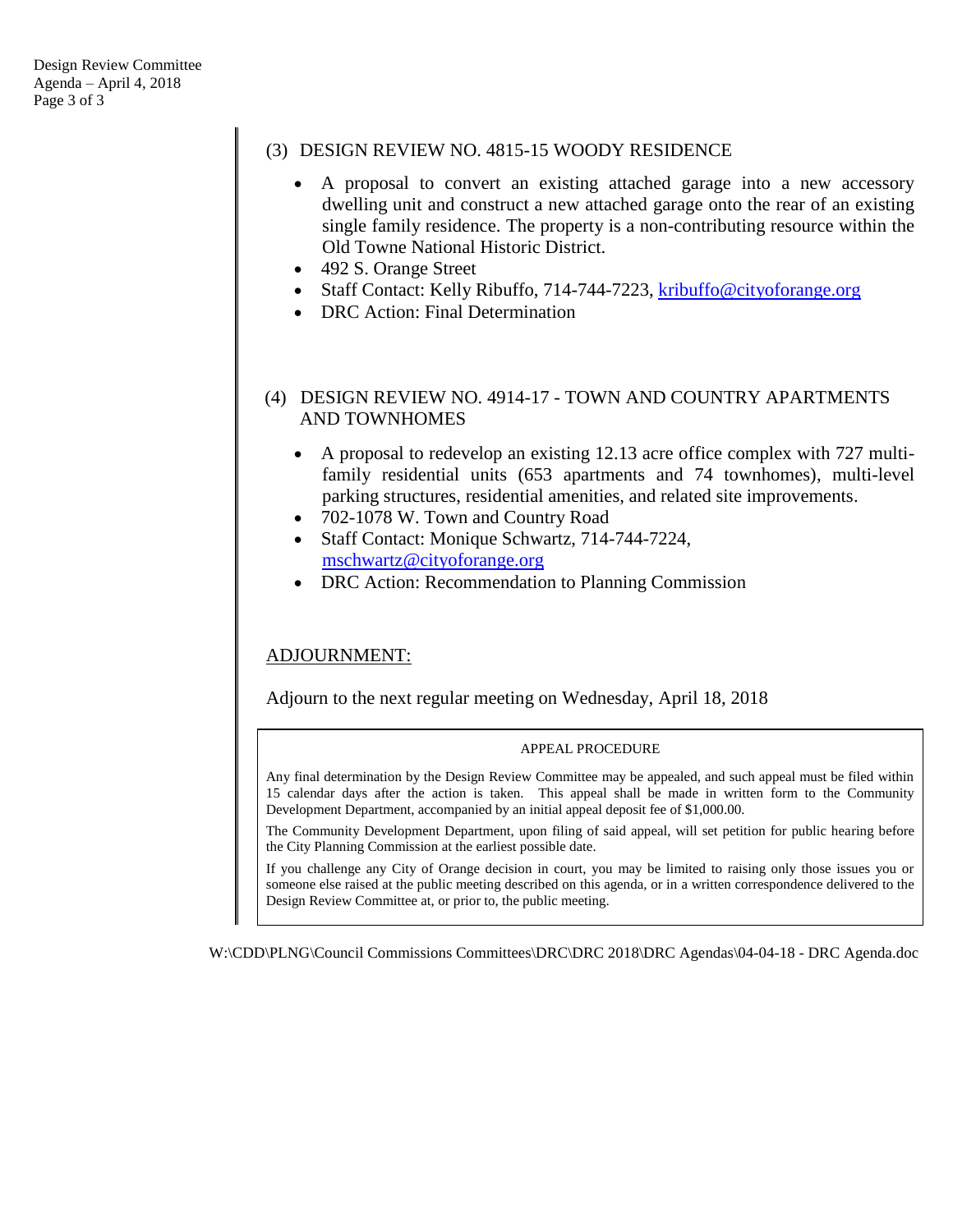### (3) DESIGN REVIEW NO. 4815-15 WOODY RESIDENCE

- A proposal to convert an existing attached garage into a new accessory dwelling unit and construct a new attached garage onto the rear of an existing single family residence. The property is a non-contributing resource within the Old Towne National Historic District.
- 492 S. Orange Street
- Staff Contact: Kelly Ribuffo, 714-744-7223, kribuffo@cityoforange.org
- DRC Action: Final Determination

### (4) DESIGN REVIEW NO. 4914-17 - TOWN AND COUNTRY APARTMENTS AND TOWNHOMES

- A proposal to redevelop an existing 12.13 acre office complex with 727 multi-family residential units (653 apartments and 74 townhomes), multi-level parking structures, residential amenities, and related site improvements.
- 702-1078 W. Town and Country Road
- Staff Contact: Monique Schwartz, 714-744-7224, mschwartz@cityoforange.org
- DRC Action: Recommendation to Planning Commission

## ADJOURNMENT:

Adjourn to the next regular meeting on Wednesday, April 18, 2018

APPEAL PROCEDURE

Any final determination by the Design Review Committee may be appealed, and such appeal must be filed within 15 calendar days after the action is taken. This appeal shall be made in written form to the Community Development Department, accompanied by an initial appeal deposit fee of $1,000.00.

The Community Development Department, upon filing of said appeal, will set petition for public hearing before the City Planning Commission at the earliest possible date.

If you challenge any City of Orange decision in court, you may be limited to raising only those issues you or someone else raised at the public meeting described on this agenda, or in a written correspondence delivered to the Design Review Committee at, or prior to, the public meeting.

W:\CDD\PLNG\Council Commissions Committees\DRC\DRC 2018\DRC Agendas\04-04-18 - DRC Agenda.doc